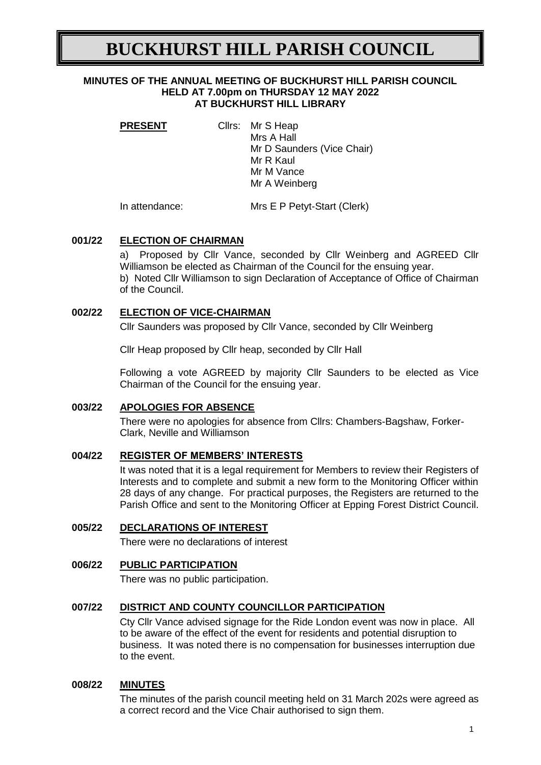# BUCKHURST HILL PARISH COUNCIL

**MINUTES OF THE ANNUAL MEETING OF BUCKHURST HILL PARISH COUNCIL HELD AT 7.00pm on THURSDAY 12 MAY 2022 AT BUCKHURST HILL LIBRARY**

**PRESENT** Cllrs: Mr S Heap
Mrs A Hall
Mr D Saunders (Vice Chair)
Mr R Kaul
Mr M Vance
Mr A Weinberg

In attendance: Mrs E P Petyt-Start (Clerk)

## 001/22 ELECTION OF CHAIRMAN

a) Proposed by Cllr Vance, seconded by Cllr Weinberg and AGREED Cllr Williamson be elected as Chairman of the Council for the ensuing year.
b) Noted Cllr Williamson to sign Declaration of Acceptance of Office of Chairman of the Council.

## 002/22 ELECTION OF VICE-CHAIRMAN

Cllr Saunders was proposed by Cllr Vance, seconded by Cllr Weinberg

Cllr Heap proposed by Cllr heap, seconded by Cllr Hall

Following a vote AGREED by majority Cllr Saunders to be elected as Vice Chairman of the Council for the ensuing year.

## 003/22 APOLOGIES FOR ABSENCE

There were no apologies for absence from Cllrs: Chambers-Bagshaw, Forker-Clark, Neville and Williamson

## 004/22 REGISTER OF MEMBERS' INTERESTS

It was noted that it is a legal requirement for Members to review their Registers of Interests and to complete and submit a new form to the Monitoring Officer within 28 days of any change. For practical purposes, the Registers are returned to the Parish Office and sent to the Monitoring Officer at Epping Forest District Council.

## 005/22 DECLARATIONS OF INTEREST

There were no declarations of interest

## 006/22 PUBLIC PARTICIPATION

There was no public participation.

## 007/22 DISTRICT AND COUNTY COUNCILLOR PARTICIPATION

Cty Cllr Vance advised signage for the Ride London event was now in place. All to be aware of the effect of the event for residents and potential disruption to business. It was noted there is no compensation for businesses interruption due to the event.

## 008/22 MINUTES

The minutes of the parish council meeting held on 31 March 202s were agreed as a correct record and the Vice Chair authorised to sign them.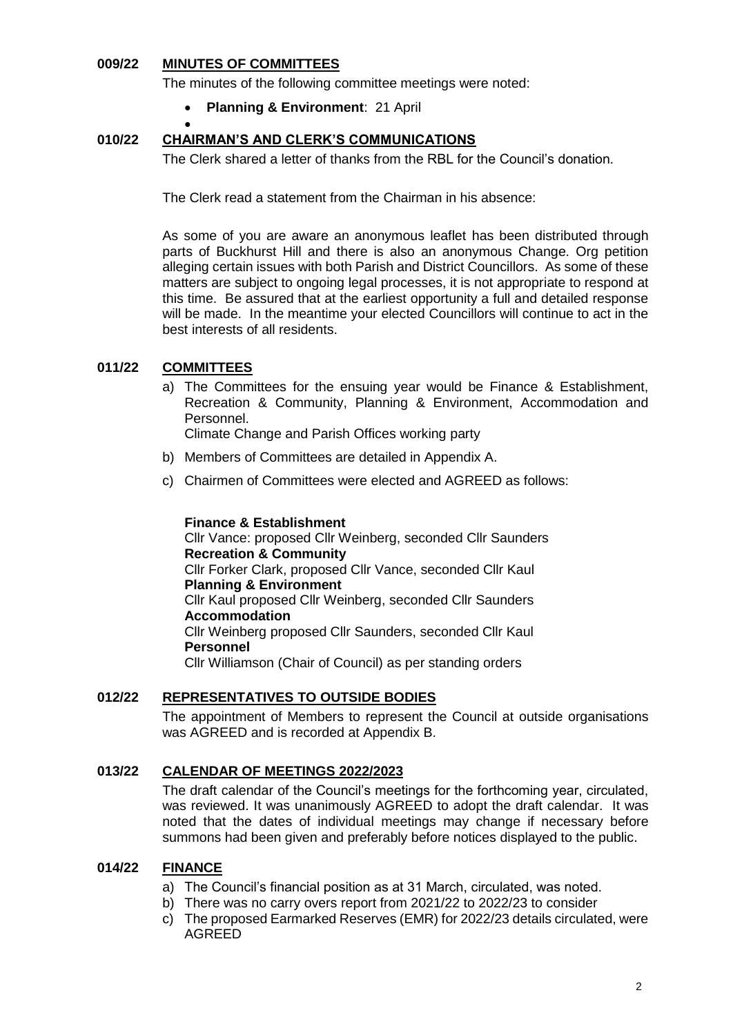## 009/22 MINUTES OF COMMITTEES

The minutes of the following committee meetings were noted:

- **Planning & Environment**: 21 April
-

## 010/22 CHAIRMAN'S AND CLERK'S COMMUNICATIONS

The Clerk shared a letter of thanks from the RBL for the Council's donation.

The Clerk read a statement from the Chairman in his absence:

As some of you are aware an anonymous leaflet has been distributed through parts of Buckhurst Hill and there is also an anonymous Change. Org petition alleging certain issues with both Parish and District Councillors. As some of these matters are subject to ongoing legal processes, it is not appropriate to respond at this time. Be assured that at the earliest opportunity a full and detailed response will be made. In the meantime your elected Councillors will continue to act in the best interests of all residents.

## 011/22 COMMITTEES

a) The Committees for the ensuing year would be Finance & Establishment, Recreation & Community, Planning & Environment, Accommodation and Personnel.
   Climate Change and Parish Offices working party

b) Members of Committees are detailed in Appendix A.

c) Chairmen of Committees were elected and AGREED as follows:

   **Finance & Establishment**
   Cllr Vance: proposed Cllr Weinberg, seconded Cllr Saunders
   **Recreation & Community**
   Cllr Forker Clark, proposed Cllr Vance, seconded Cllr Kaul
   **Planning & Environment**
   Cllr Kaul proposed Cllr Weinberg, seconded Cllr Saunders
   **Accommodation**
   Cllr Weinberg proposed Cllr Saunders, seconded Cllr Kaul
   **Personnel**
   Cllr Williamson (Chair of Council) as per standing orders

## 012/22 REPRESENTATIVES TO OUTSIDE BODIES

The appointment of Members to represent the Council at outside organisations was AGREED and is recorded at Appendix B.

## 013/22 CALENDAR OF MEETINGS 2022/2023

The draft calendar of the Council's meetings for the forthcoming year, circulated, was reviewed. It was unanimously AGREED to adopt the draft calendar. It was noted that the dates of individual meetings may change if necessary before summons had been given and preferably before notices displayed to the public.

## 014/22 FINANCE

a) The Council's financial position as at 31 March, circulated, was noted.
b) There was no carry overs report from 2021/22 to 2022/23 to consider
c) The proposed Earmarked Reserves (EMR) for 2022/23 details circulated, were AGREED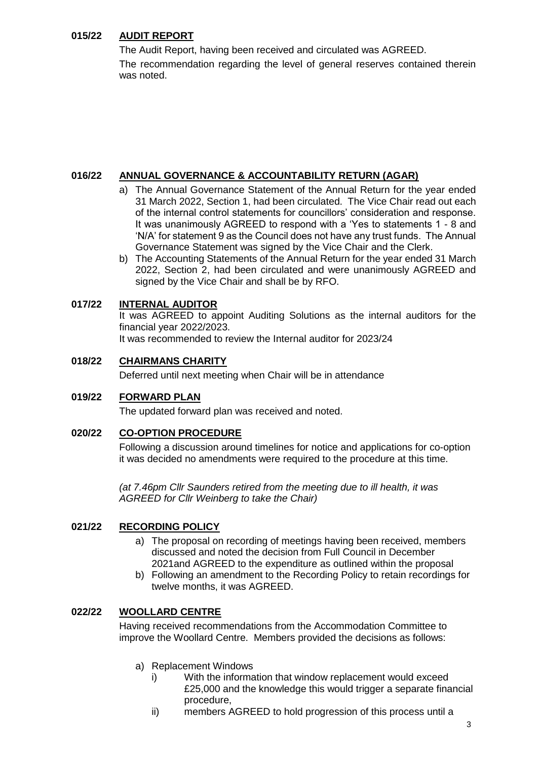**015/22 AUDIT REPORT**

The Audit Report, having been received and circulated was AGREED.

The recommendation regarding the level of general reserves contained therein was noted.

**016/22 ANNUAL GOVERNANCE & ACCOUNTABILITY RETURN (AGAR)**

a) The Annual Governance Statement of the Annual Return for the year ended 31 March 2022, Section 1, had been circulated. The Vice Chair read out each of the internal control statements for councillors' consideration and response. It was unanimously AGREED to respond with a 'Yes to statements 1 - 8 and 'N/A' for statement 9 as the Council does not have any trust funds. The Annual Governance Statement was signed by the Vice Chair and the Clerk.
b) The Accounting Statements of the Annual Return for the year ended 31 March 2022, Section 2, had been circulated and were unanimously AGREED and signed by the Vice Chair and shall be by RFO.

**017/22 INTERNAL AUDITOR**

It was AGREED to appoint Auditing Solutions as the internal auditors for the financial year 2022/2023.

It was recommended to review the Internal auditor for 2023/24

**018/22 CHAIRMANS CHARITY**

Deferred until next meeting when Chair will be in attendance

**019/22 FORWARD PLAN**

The updated forward plan was received and noted.

**020/22 CO-OPTION PROCEDURE**

Following a discussion around timelines for notice and applications for co-option it was decided no amendments were required to the procedure at this time.

*(at 7.46pm Cllr Saunders retired from the meeting due to ill health, it was AGREED for Cllr Weinberg to take the Chair)*

**021/22 RECORDING POLICY**

a) The proposal on recording of meetings having been received, members discussed and noted the decision from Full Council in December 2021and AGREED to the expenditure as outlined within the proposal
b) Following an amendment to the Recording Policy to retain recordings for twelve months, it was AGREED.

**022/22 WOOLLARD CENTRE**

Having received recommendations from the Accommodation Committee to improve the Woollard Centre. Members provided the decisions as follows:

a) Replacement Windows
   i) With the information that window replacement would exceed £25,000 and the knowledge this would trigger a separate financial procedure,
   ii) members AGREED to hold progression of this process until a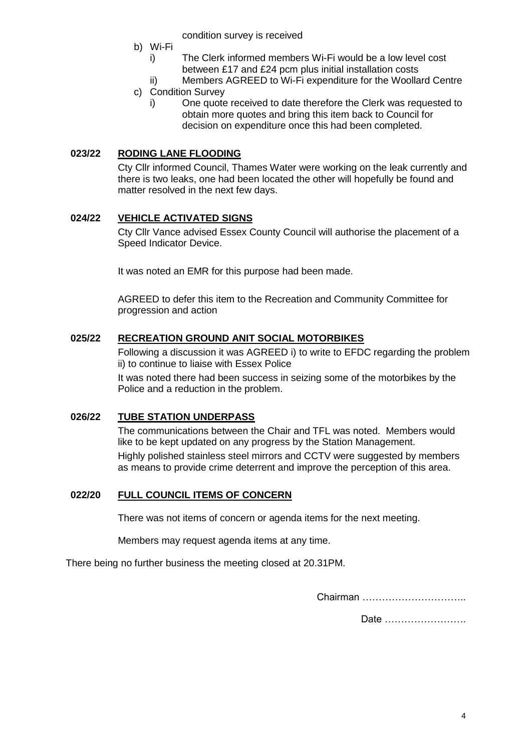condition survey is received

b) Wi-Fi
   i) The Clerk informed members Wi-Fi would be a low level cost between £17 and £24 pcm plus initial installation costs
   ii) Members AGREED to Wi-Fi expenditure for the Woollard Centre
c) Condition Survey
   i) One quote received to date therefore the Clerk was requested to obtain more quotes and bring this item back to Council for decision on expenditure once this had been completed.

**023/22 RODING LANE FLOODING**

Cty Cllr informed Council, Thames Water were working on the leak currently and there is two leaks, one had been located the other will hopefully be found and matter resolved in the next few days.

**024/22 VEHICLE ACTIVATED SIGNS**

Cty Cllr Vance advised Essex County Council will authorise the placement of a Speed Indicator Device.

It was noted an EMR for this purpose had been made.

AGREED to defer this item to the Recreation and Community Committee for progression and action

**025/22 RECREATION GROUND ANIT SOCIAL MOTORBIKES**

Following a discussion it was AGREED i) to write to EFDC regarding the problem ii) to continue to liaise with Essex Police

It was noted there had been success in seizing some of the motorbikes by the Police and a reduction in the problem.

**026/22 TUBE STATION UNDERPASS**

The communications between the Chair and TFL was noted. Members would like to be kept updated on any progress by the Station Management.

Highly polished stainless steel mirrors and CCTV were suggested by members as means to provide crime deterrent and improve the perception of this area.

**022/20 FULL COUNCIL ITEMS OF CONCERN**

There was not items of concern or agenda items for the next meeting.

Members may request agenda items at any time.

There being no further business the meeting closed at 20.31PM.

Chairman …………………………..

Date …………………….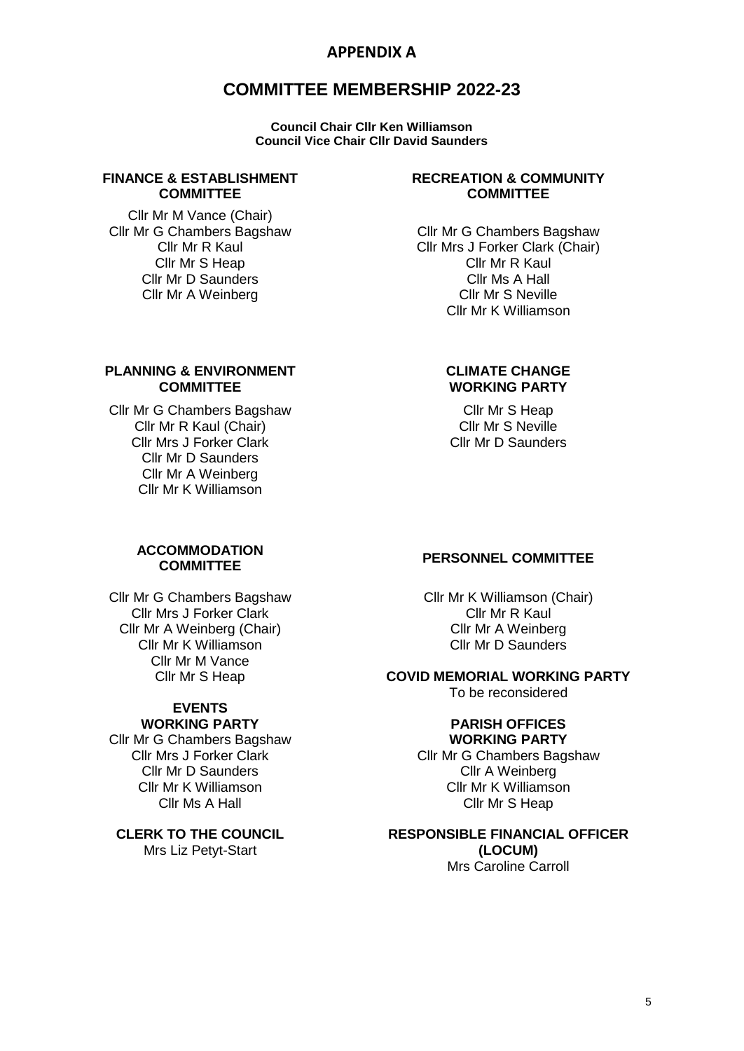# APPENDIX A

## COMMITTEE MEMBERSHIP 2022-23

**Council Chair Cllr Ken Williamson**
**Council Vice Chair Cllr David Saunders**

### FINANCE & ESTABLISHMENT COMMITTEE

Cllr Mr M Vance (Chair)
Cllr Mr G Chambers Bagshaw
Cllr Mr R Kaul
Cllr Mr S Heap
Cllr Mr D Saunders
Cllr Mr A Weinberg

### RECREATION & COMMUNITY COMMITTEE

Cllr Mr G Chambers Bagshaw
Cllr Mrs J Forker Clark (Chair)
Cllr Mr R Kaul
Cllr Ms A Hall
Cllr Mr S Neville
Cllr Mr K Williamson

### PLANNING & ENVIRONMENT COMMITTEE

Cllr Mr G Chambers Bagshaw
Cllr Mr R Kaul (Chair)
Cllr Mrs J Forker Clark
Cllr Mr D Saunders
Cllr Mr A Weinberg
Cllr Mr K Williamson

### CLIMATE CHANGE WORKING PARTY

Cllr Mr S Heap
Cllr Mr S Neville
Cllr Mr D Saunders

### ACCOMMODATION COMMITTEE

Cllr Mr G Chambers Bagshaw
Cllr Mrs J Forker Clark
Cllr Mr A Weinberg (Chair)
Cllr Mr K Williamson
Cllr Mr M Vance
Cllr Mr S Heap

### PERSONNEL COMMITTEE

Cllr Mr K Williamson (Chair)
Cllr Mr R Kaul
Cllr Mr A Weinberg
Cllr Mr D Saunders

### COVID MEMORIAL WORKING PARTY

To be reconsidered

### EVENTS WORKING PARTY

Cllr Mr G Chambers Bagshaw
Cllr Mrs J Forker Clark
Cllr Mr D Saunders
Cllr Mr K Williamson
Cllr Ms A Hall

### PARISH OFFICES WORKING PARTY

Cllr Mr G Chambers Bagshaw
Cllr A Weinberg
Cllr Mr K Williamson
Cllr Mr S Heap

### CLERK TO THE COUNCIL

Mrs Liz Petyt-Start

### RESPONSIBLE FINANCIAL OFFICER (LOCUM)

Mrs Caroline Carroll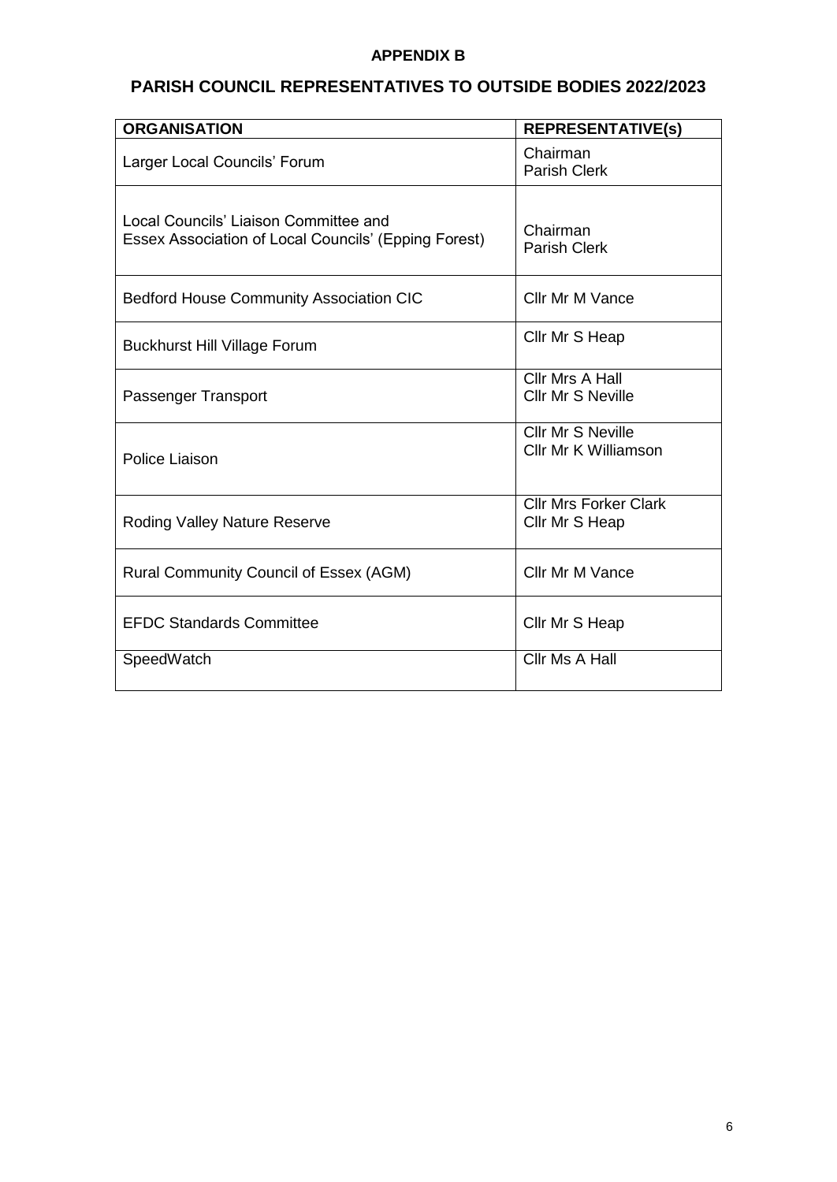**APPENDIX B**

# PARISH COUNCIL REPRESENTATIVES TO OUTSIDE BODIES 2022/2023

| ORGANISATION | REPRESENTATIVE(s) |
|---|---|
| Larger Local Councils' Forum | Chairman<br>Parish Clerk |
| Local Councils' Liaison Committee and<br>Essex Association of Local Councils' (Epping Forest) | Chairman<br>Parish Clerk |
| Bedford House Community Association CIC | Cllr Mr M Vance |
| Buckhurst Hill Village Forum | Cllr Mr S Heap |
| Passenger Transport | Cllr Mrs A Hall<br>Cllr Mr S Neville |
| Police Liaison | Cllr Mr S Neville<br>Cllr Mr K Williamson |
| Roding Valley Nature Reserve | Cllr Mrs Forker Clark<br>Cllr Mr S Heap |
| Rural Community Council of Essex (AGM) | Cllr Mr M Vance |
| EFDC Standards Committee | Cllr Mr S Heap |
| SpeedWatch | Cllr Ms A Hall |